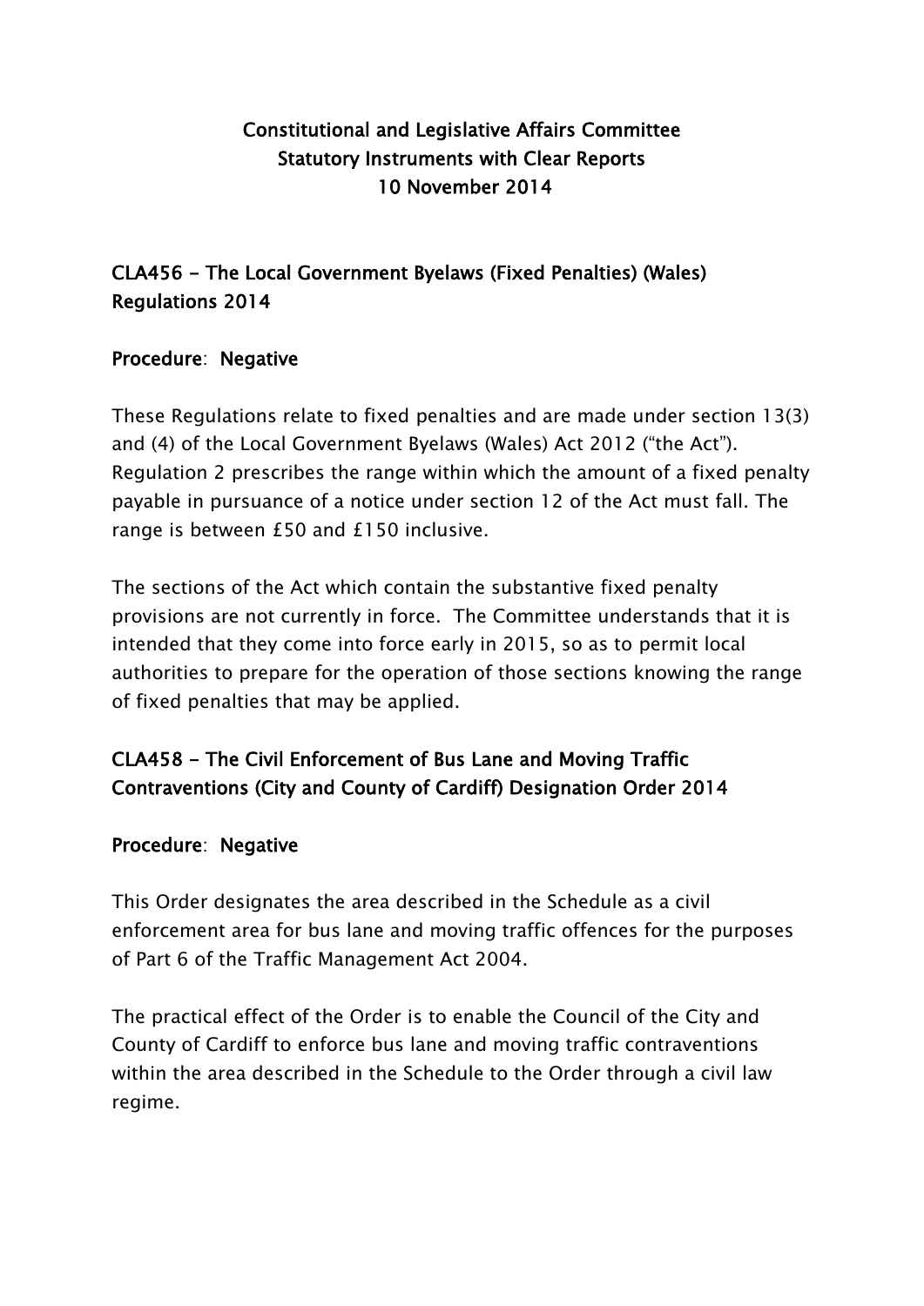# Constitutional and Legislative Affairs Committee
# Statutory Instruments with Clear Reports
# 10 November 2014

## CLA456 - The Local Government Byelaws (Fixed Penalties) (Wales) Regulations 2014

**Procedure**: **Negative**

These Regulations relate to fixed penalties and are made under section 13(3) and (4) of the Local Government Byelaws (Wales) Act 2012 ("the Act"). Regulation 2 prescribes the range within which the amount of a fixed penalty payable in pursuance of a notice under section 12 of the Act must fall. The range is between £50 and £150 inclusive.

The sections of the Act which contain the substantive fixed penalty provisions are not currently in force. The Committee understands that it is intended that they come into force early in 2015, so as to permit local authorities to prepare for the operation of those sections knowing the range of fixed penalties that may be applied.

## CLA458 - The Civil Enforcement of Bus Lane and Moving Traffic Contraventions (City and County of Cardiff) Designation Order 2014

**Procedure**: **Negative**

This Order designates the area described in the Schedule as a civil enforcement area for bus lane and moving traffic offences for the purposes of Part 6 of the Traffic Management Act 2004.

The practical effect of the Order is to enable the Council of the City and County of Cardiff to enforce bus lane and moving traffic contraventions within the area described in the Schedule to the Order through a civil law regime.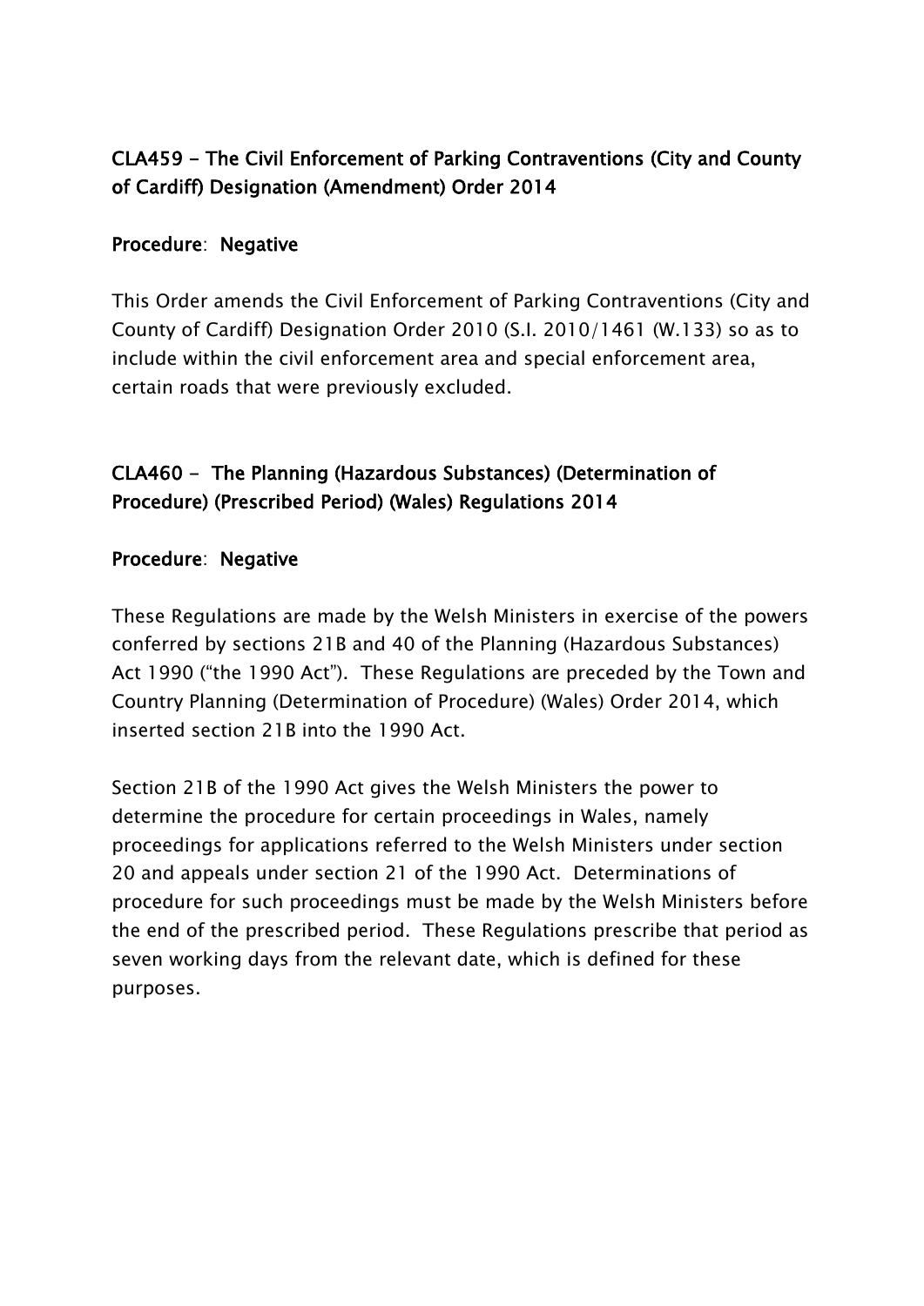## CLA459 - The Civil Enforcement of Parking Contraventions (City and County of Cardiff) Designation (Amendment) Order 2014

**Procedure**: **Negative**

This Order amends the Civil Enforcement of Parking Contraventions (City and County of Cardiff) Designation Order 2010 (S.I. 2010/1461 (W.133) so as to include within the civil enforcement area and special enforcement area, certain roads that were previously excluded.

## CLA460 - The Planning (Hazardous Substances) (Determination of Procedure) (Prescribed Period) (Wales) Regulations 2014

**Procedure**: **Negative**

These Regulations are made by the Welsh Ministers in exercise of the powers conferred by sections 21B and 40 of the Planning (Hazardous Substances) Act 1990 ("the 1990 Act"). These Regulations are preceded by the Town and Country Planning (Determination of Procedure) (Wales) Order 2014, which inserted section 21B into the 1990 Act.

Section 21B of the 1990 Act gives the Welsh Ministers the power to determine the procedure for certain proceedings in Wales, namely proceedings for applications referred to the Welsh Ministers under section 20 and appeals under section 21 of the 1990 Act. Determinations of procedure for such proceedings must be made by the Welsh Ministers before the end of the prescribed period. These Regulations prescribe that period as seven working days from the relevant date, which is defined for these purposes.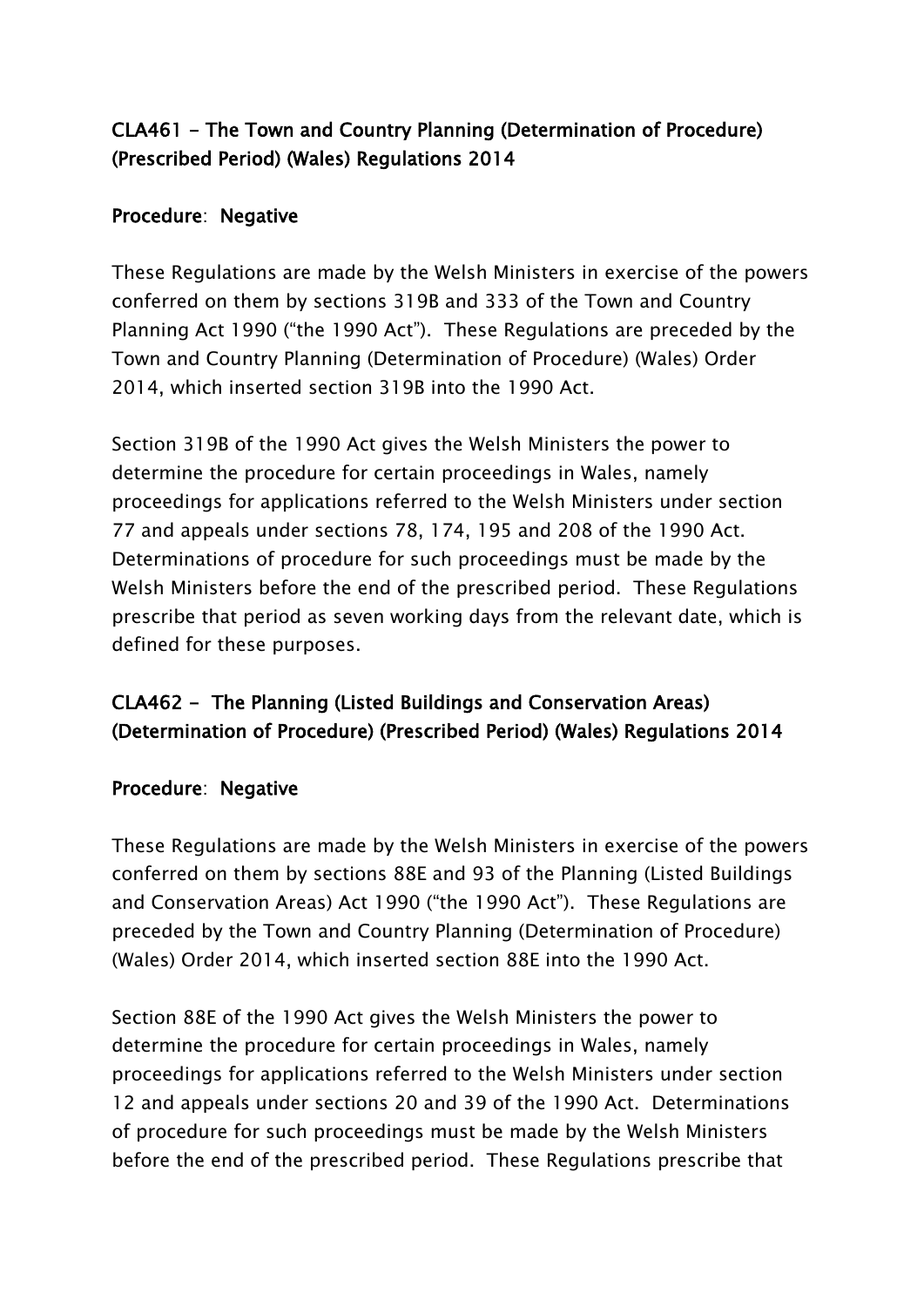## CLA461 - The Town and Country Planning (Determination of Procedure) (Prescribed Period) (Wales) Regulations 2014

**Procedure**: **Negative**

These Regulations are made by the Welsh Ministers in exercise of the powers conferred on them by sections 319B and 333 of the Town and Country Planning Act 1990 ("the 1990 Act"). These Regulations are preceded by the Town and Country Planning (Determination of Procedure) (Wales) Order 2014, which inserted section 319B into the 1990 Act.

Section 319B of the 1990 Act gives the Welsh Ministers the power to determine the procedure for certain proceedings in Wales, namely proceedings for applications referred to the Welsh Ministers under section 77 and appeals under sections 78, 174, 195 and 208 of the 1990 Act. Determinations of procedure for such proceedings must be made by the Welsh Ministers before the end of the prescribed period. These Regulations prescribe that period as seven working days from the relevant date, which is defined for these purposes.

## CLA462 - The Planning (Listed Buildings and Conservation Areas) (Determination of Procedure) (Prescribed Period) (Wales) Regulations 2014

**Procedure**: **Negative**

These Regulations are made by the Welsh Ministers in exercise of the powers conferred on them by sections 88E and 93 of the Planning (Listed Buildings and Conservation Areas) Act 1990 ("the 1990 Act"). These Regulations are preceded by the Town and Country Planning (Determination of Procedure) (Wales) Order 2014, which inserted section 88E into the 1990 Act.

Section 88E of the 1990 Act gives the Welsh Ministers the power to determine the procedure for certain proceedings in Wales, namely proceedings for applications referred to the Welsh Ministers under section 12 and appeals under sections 20 and 39 of the 1990 Act. Determinations of procedure for such proceedings must be made by the Welsh Ministers before the end of the prescribed period. These Regulations prescribe that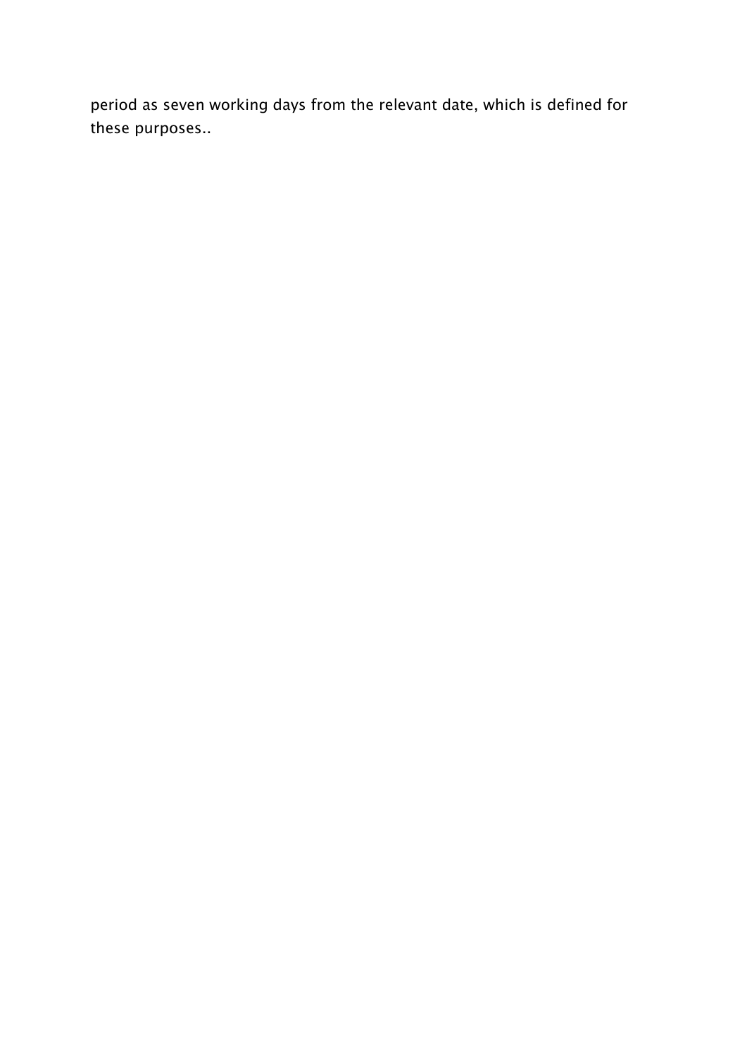period as seven working days from the relevant date, which is defined for these purposes..